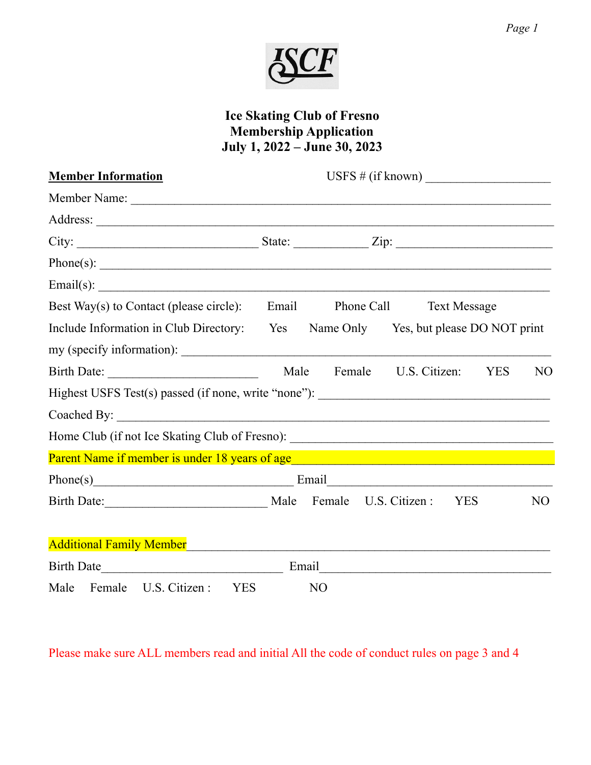ISCF

# Ice Skating Club of Fresno
# Membership Application
# July 1, 2022 – June 30, 2023

**Member Information** USFS # (if known) ____________________

Member Name: ____________________________________________________________________

Address: ________________________________________________________________________

City: ____________________________ State: ___________ Zip: ________________________

Phone(s): _______________________________________________________________________

Email(s): _______________________________________________________________________

Best Way(s) to Contact (please circle): Email Phone Call Text Message

Include Information in Club Directory: Yes Name Only Yes, but please DO NOT print

my (specify information): _________________________________________________________

Birth Date: ________________________ Male Female U.S. Citizen: YES NO

Highest USFS Test(s) passed (if none, write "none"): ____________________________________

Coached By: _____________________________________________________________________

Home Club (if not Ice Skating Club of Fresno): _________________________________________

Parent Name if member is under 18 years of age__________________________________________

Phone(s)________________________________ Email____________________________________

Birth Date:_________________________ Male Female U.S. Citizen : YES NO

Additional Family Member___________________________________________________________

Birth Date____________________________ Email____________________________________

Male Female U.S. Citizen : YES NO

Please make sure ALL members read and initial All the code of conduct rules on page 3 and 4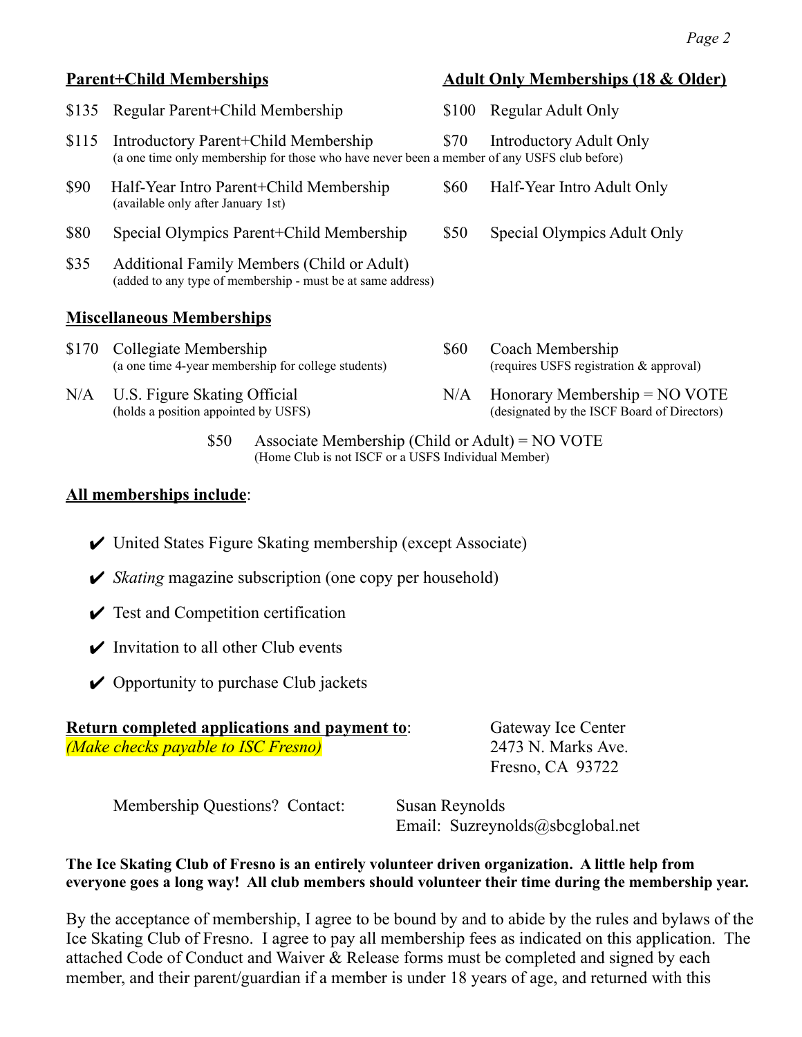**Parent+Child Memberships**

$135 Regular Parent+Child Membership

$115 Introductory Parent+Child Membership
(a one time only membership for those who have never been a member of any USFS club before)

$90 Half-Year Intro Parent+Child Membership
(available only after January 1st)

$80 Special Olympics Parent+Child Membership

$35 Additional Family Members (Child or Adult)
(added to any type of membership - must be at same address)

**Adult Only Memberships (18 & Older)**

$100 Regular Adult Only

$70 Introductory Adult Only

$60 Half-Year Intro Adult Only

$50 Special Olympics Adult Only

**Miscellaneous Memberships**

$170 Collegiate Membership
(a one time 4-year membership for college students)

$60 Coach Membership
(requires USFS registration & approval)

N/A U.S. Figure Skating Official
(holds a position appointed by USFS)

N/A Honorary Membership = NO VOTE
(designated by the ISCF Board of Directors)

$50 Associate Membership (Child or Adult) = NO VOTE
(Home Club is not ISCF or a USFS Individual Member)

**All memberships include**:

- ✔ United States Figure Skating membership (except Associate)
- ✔ *Skating* magazine subscription (one copy per household)
- ✔ Test and Competition certification
- ✔ Invitation to all other Club events
- ✔ Opportunity to purchase Club jackets

**Return completed applications and payment to**:
*(Make checks payable to ISC Fresno)*

Gateway Ice Center
2473 N. Marks Ave.
Fresno, CA 93722

Membership Questions? Contact: Susan Reynolds
Email: Suzreynolds@sbcglobal.net

**The Ice Skating Club of Fresno is an entirely volunteer driven organization. A little help from everyone goes a long way! All club members should volunteer their time during the membership year.**

By the acceptance of membership, I agree to be bound by and to abide by the rules and bylaws of the Ice Skating Club of Fresno. I agree to pay all membership fees as indicated on this application. The attached Code of Conduct and Waiver & Release forms must be completed and signed by each member, and their parent/guardian if a member is under 18 years of age, and returned with this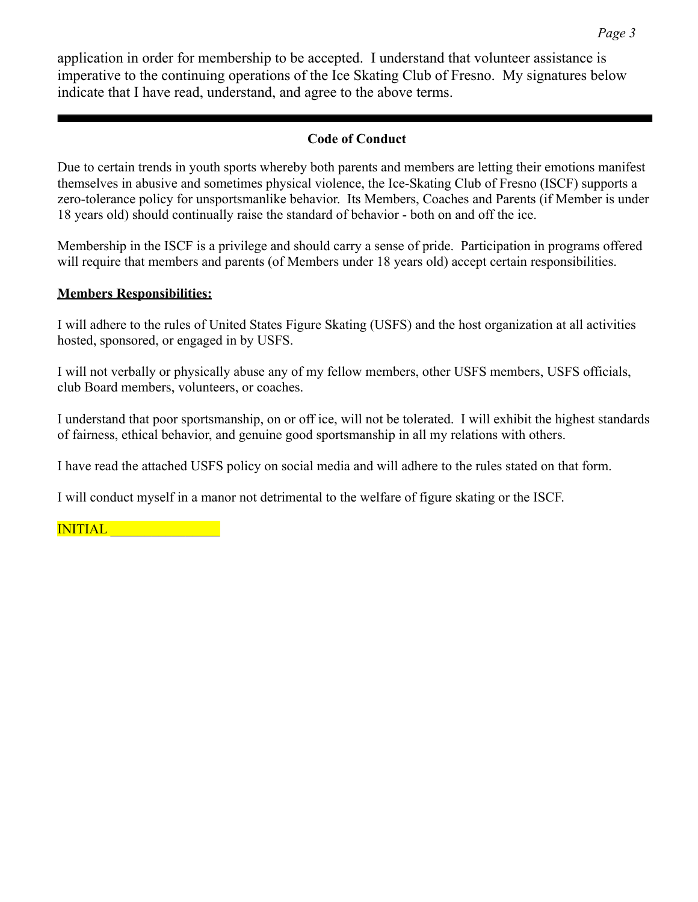application in order for membership to be accepted. I understand that volunteer assistance is imperative to the continuing operations of the Ice Skating Club of Fresno. My signatures below indicate that I have read, understand, and agree to the above terms.

---

## Code of Conduct

Due to certain trends in youth sports whereby both parents and members are letting their emotions manifest themselves in abusive and sometimes physical violence, the Ice-Skating Club of Fresno (ISCF) supports a zero-tolerance policy for unsportsmanlike behavior. Its Members, Coaches and Parents (if Member is under 18 years old) should continually raise the standard of behavior - both on and off the ice.

Membership in the ISCF is a privilege and should carry a sense of pride. Participation in programs offered will require that members and parents (of Members under 18 years old) accept certain responsibilities.

**Members Responsibilities:**

I will adhere to the rules of United States Figure Skating (USFS) and the host organization at all activities hosted, sponsored, or engaged in by USFS.

I will not verbally or physically abuse any of my fellow members, other USFS members, USFS officials, club Board members, volunteers, or coaches.

I understand that poor sportsmanship, on or off ice, will not be tolerated. I will exhibit the highest standards of fairness, ethical behavior, and genuine good sportsmanship in all my relations with others.

I have read the attached USFS policy on social media and will adhere to the rules stated on that form.

I will conduct myself in a manor not detrimental to the welfare of figure skating or the ISCF.

INITIAL ________________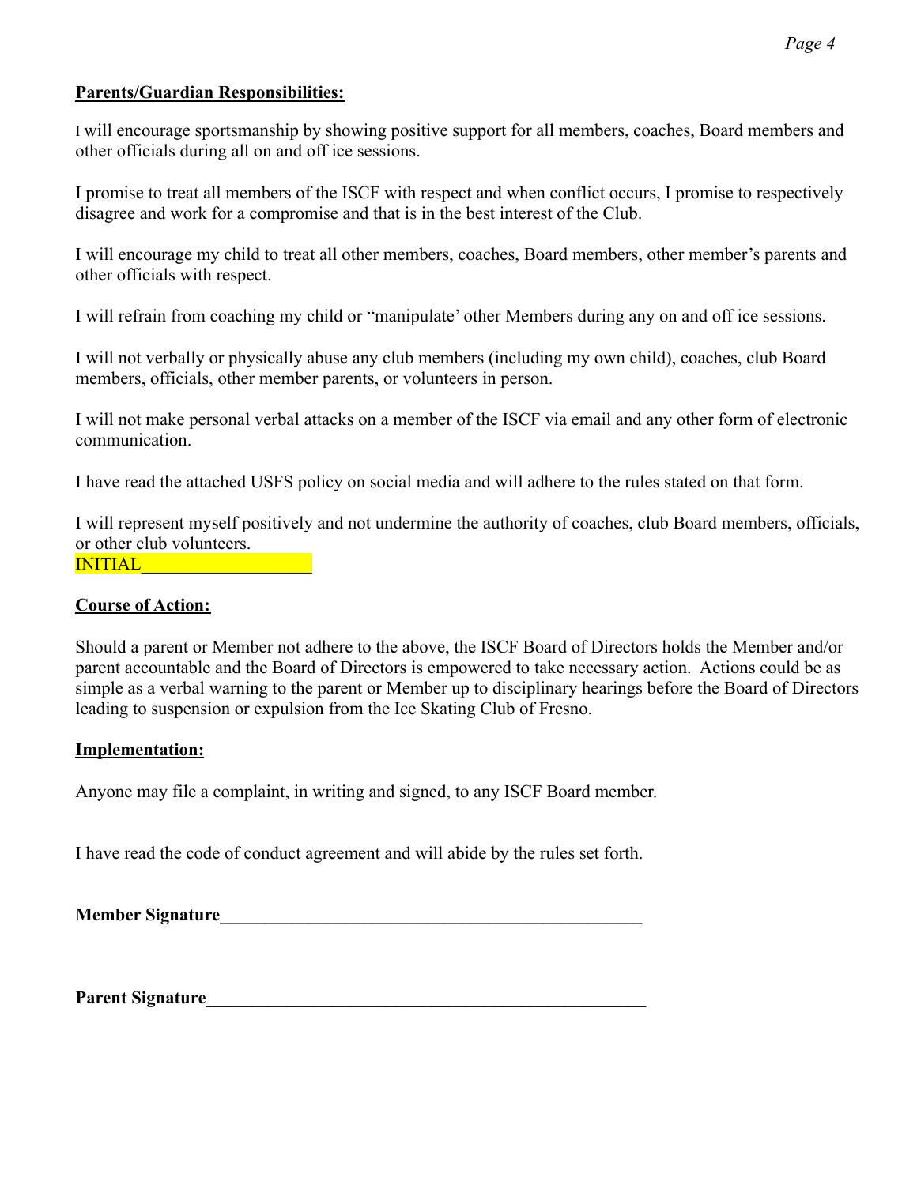**Parents/Guardian Responsibilities:**

I will encourage sportsmanship by showing positive support for all members, coaches, Board members and other officials during all on and off ice sessions.

I promise to treat all members of the ISCF with respect and when conflict occurs, I promise to respectively disagree and work for a compromise and that is in the best interest of the Club.

I will encourage my child to treat all other members, coaches, Board members, other member's parents and other officials with respect.

I will refrain from coaching my child or "manipulate' other Members during any on and off ice sessions.

I will not verbally or physically abuse any club members (including my own child), coaches, club Board members, officials, other member parents, or volunteers in person.

I will not make personal verbal attacks on a member of the ISCF via email and any other form of electronic communication.

I have read the attached USFS policy on social media and will adhere to the rules stated on that form.

I will represent myself positively and not undermine the authority of coaches, club Board members, officials, or other club volunteers.
INITIAL__________________

**Course of Action:**

Should a parent or Member not adhere to the above, the ISCF Board of Directors holds the Member and/or parent accountable and the Board of Directors is empowered to take necessary action. Actions could be as simple as a verbal warning to the parent or Member up to disciplinary hearings before the Board of Directors leading to suspension or expulsion from the Ice Skating Club of Fresno.

**Implementation:**

Anyone may file a complaint, in writing and signed, to any ISCF Board member.

I have read the code of conduct agreement and will abide by the rules set forth.

**Member Signature**_______________________________________________

**Parent Signature**________________________________________________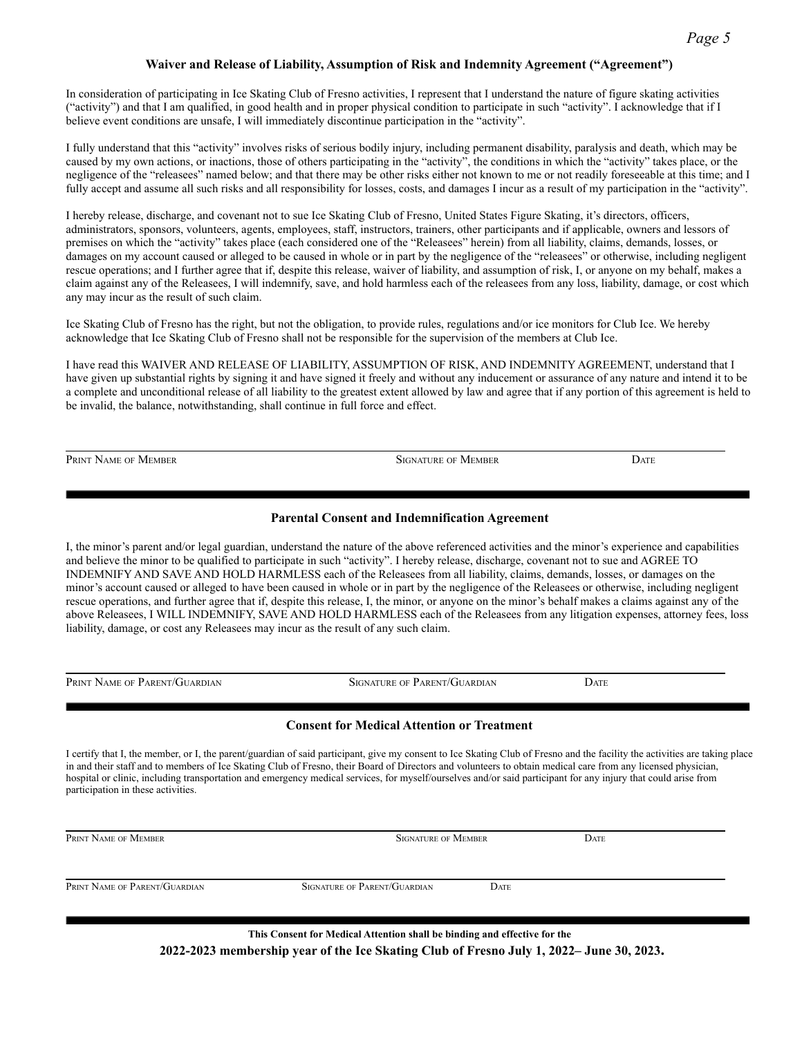## Waiver and Release of Liability, Assumption of Risk and Indemnity Agreement ("Agreement")

In consideration of participating in Ice Skating Club of Fresno activities, I represent that I understand the nature of figure skating activities ("activity") and that I am qualified, in good health and in proper physical condition to participate in such "activity". I acknowledge that if I believe event conditions are unsafe, I will immediately discontinue participation in the "activity".

I fully understand that this "activity" involves risks of serious bodily injury, including permanent disability, paralysis and death, which may be caused by my own actions, or inactions, those of others participating in the "activity", the conditions in which the "activity" takes place, or the negligence of the "releasees" named below; and that there may be other risks either not known to me or not readily foreseeable at this time; and I fully accept and assume all such risks and all responsibility for losses, costs, and damages I incur as a result of my participation in the "activity".

I hereby release, discharge, and covenant not to sue Ice Skating Club of Fresno, United States Figure Skating, it's directors, officers, administrators, sponsors, volunteers, agents, employees, staff, instructors, trainers, other participants and if applicable, owners and lessors of premises on which the "activity" takes place (each considered one of the "Releasees" herein) from all liability, claims, demands, losses, or damages on my account caused or alleged to be caused in whole or in part by the negligence of the "releasees" or otherwise, including negligent rescue operations; and I further agree that if, despite this release, waiver of liability, and assumption of risk, I, or anyone on my behalf, makes a claim against any of the Releasees, I will indemnify, save, and hold harmless each of the releasees from any loss, liability, damage, or cost which any may incur as the result of such claim.

Ice Skating Club of Fresno has the right, but not the obligation, to provide rules, regulations and/or ice monitors for Club Ice. We hereby acknowledge that Ice Skating Club of Fresno shall not be responsible for the supervision of the members at Club Ice.

I have read this WAIVER AND RELEASE OF LIABILITY, ASSUMPTION OF RISK, AND INDEMNITY AGREEMENT, understand that I have given up substantial rights by signing it and have signed it freely and without any inducement or assurance of any nature and intend it to be a complete and unconditional release of all liability to the greatest extent allowed by law and agree that if any portion of this agreement is held to be invalid, the balance, notwithstanding, shall continue in full force and effect.

Print Name of Member | Signature of Member | Date

---

## Parental Consent and Indemnification Agreement

I, the minor's parent and/or legal guardian, understand the nature of the above referenced activities and the minor's experience and capabilities and believe the minor to be qualified to participate in such "activity". I hereby release, discharge, covenant not to sue and AGREE TO INDEMNIFY AND SAVE AND HOLD HARMLESS each of the Releasees from all liability, claims, demands, losses, or damages on the minor's account caused or alleged to have been caused in whole or in part by the negligence of the Releasees or otherwise, including negligent rescue operations, and further agree that if, despite this release, I, the minor, or anyone on the minor's behalf makes a claims against any of the above Releasees, I WILL INDEMNIFY, SAVE AND HOLD HARMLESS each of the Releasees from any litigation expenses, attorney fees, loss liability, damage, or cost any Releasees may incur as the result of any such claim.

Print Name of Parent/Guardian | Signature of Parent/Guardian | Date

---

## Consent for Medical Attention or Treatment

I certify that I, the member, or I, the parent/guardian of said participant, give my consent to Ice Skating Club of Fresno and the facility the activities are taking place in and their staff and to members of Ice Skating Club of Fresno, their Board of Directors and volunteers to obtain medical care from any licensed physician, hospital or clinic, including transportation and emergency medical services, for myself/ourselves and/or said participant for any injury that could arise from participation in these activities.

Print Name of Member | Signature of Member | Date

Print Name of Parent/Guardian | Signature of Parent/Guardian | Date

---

**This Consent for Medical Attention shall be binding and effective for the**

**2022-2023 membership year of the Ice Skating Club of Fresno July 1, 2022– June 30, 2023.**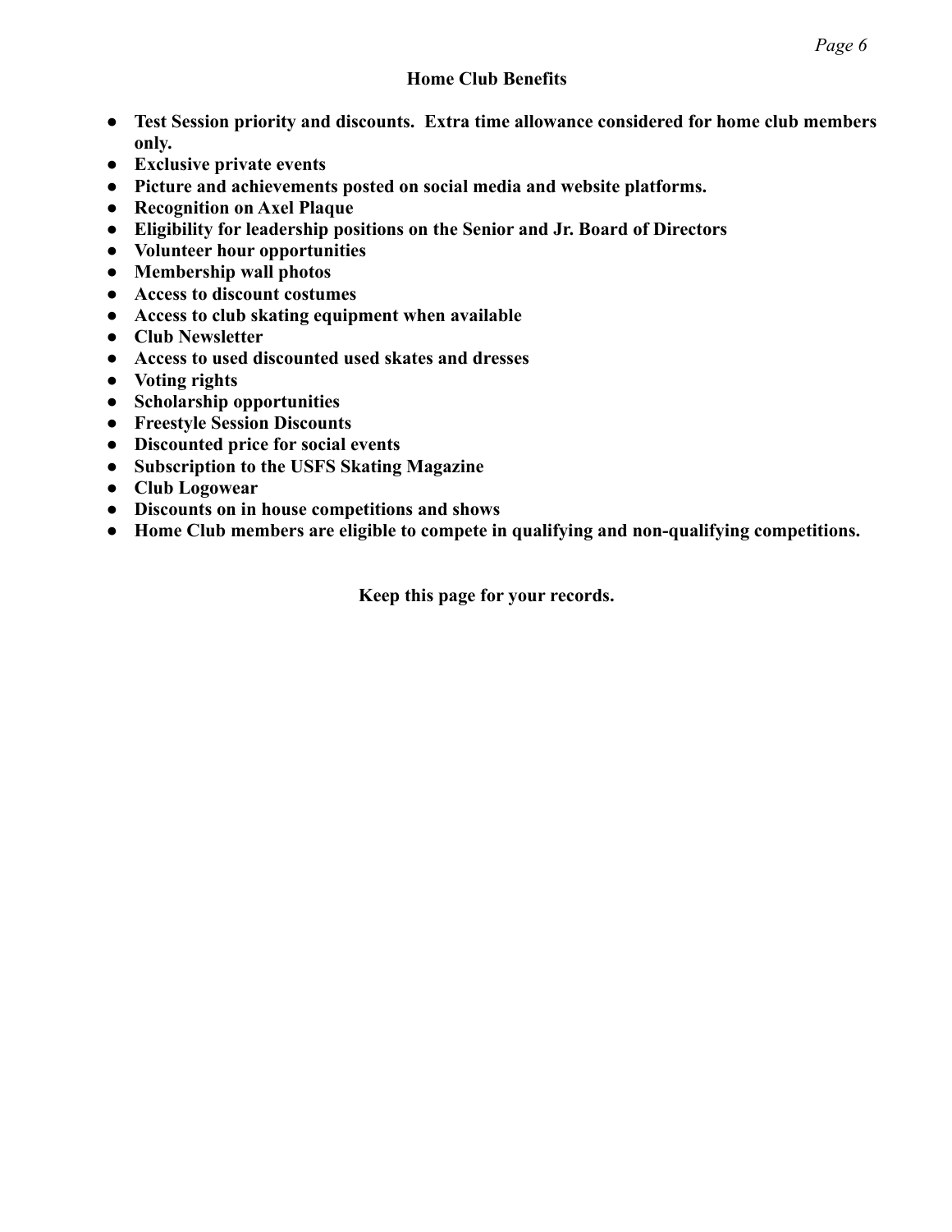## Home Club Benefits

- **Test Session priority and discounts. Extra time allowance considered for home club members only.**
- **Exclusive private events**
- **Picture and achievements posted on social media and website platforms.**
- **Recognition on Axel Plaque**
- **Eligibility for leadership positions on the Senior and Jr. Board of Directors**
- **Volunteer hour opportunities**
- **Membership wall photos**
- **Access to discount costumes**
- **Access to club skating equipment when available**
- **Club Newsletter**
- **Access to used discounted used skates and dresses**
- **Voting rights**
- **Scholarship opportunities**
- **Freestyle Session Discounts**
- **Discounted price for social events**
- **Subscription to the USFS Skating Magazine**
- **Club Logowear**
- **Discounts on in house competitions and shows**
- **Home Club members are eligible to compete in qualifying and non-qualifying competitions.**

**Keep this page for your records.**